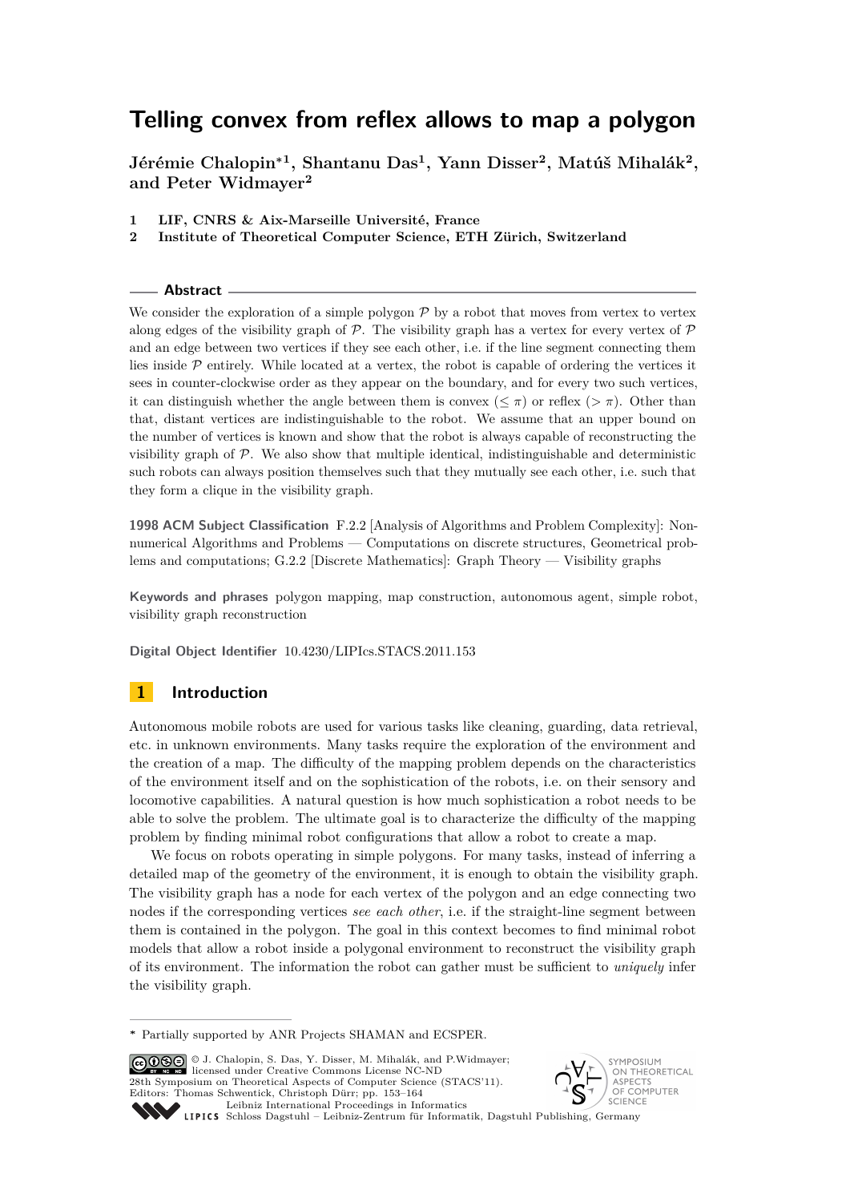# Telling convex from reflex allows to map a polygon

**Jérémie Chalopin**[*1], **Shantanu Das**[1], **Yann Disser**[2], **Matúš Mihalák**[2], **and Peter Widmayer**[2]

1 **LIF, CNRS & Aix-Marseille Université, France**

2 **Institute of Theoretical Computer Science, ETH Zürich, Switzerland**

## Abstract

We consider the exploration of a simple polygon $\mathcal{P}$ by a robot that moves from vertex to vertex along edges of the visibility graph of $\mathcal{P}$. The visibility graph has a vertex for every vertex of $\mathcal{P}$ and an edge between two vertices if they see each other, i.e. if the line segment connecting them lies inside $\mathcal{P}$ entirely. While located at a vertex, the robot is capable of ordering the vertices it sees in counter-clockwise order as they appear on the boundary, and for every two such vertices, it can distinguish whether the angle between them is convex ($\leq \pi$) or reflex ($> \pi$). Other than that, distant vertices are indistinguishable to the robot. We assume that an upper bound on the number of vertices is known and show that the robot is always capable of reconstructing the visibility graph of $\mathcal{P}$. We also show that multiple identical, indistinguishable and deterministic such robots can always position themselves such that they mutually see each other, i.e. such that they form a clique in the visibility graph.

**1998 ACM Subject Classification** F.2.2 [Analysis of Algorithms and Problem Complexity]: Nonnumerical Algorithms and Problems — Computations on discrete structures, Geometrical problems and computations; G.2.2 [Discrete Mathematics]: Graph Theory — Visibility graphs

**Keywords and phrases** polygon mapping, map construction, autonomous agent, simple robot, visibility graph reconstruction

**Digital Object Identifier** 10.4230/LIPIcs.STACS.2011.153

## 1 Introduction

Autonomous mobile robots are used for various tasks like cleaning, guarding, data retrieval, etc. in unknown environments. Many tasks require the exploration of the environment and the creation of a map. The difficulty of the mapping problem depends on the characteristics of the environment itself and on the sophistication of the robots, i.e. on their sensory and locomotive capabilities. A natural question is how much sophistication a robot needs to be able to solve the problem. The ultimate goal is to characterize the difficulty of the mapping problem by finding minimal robot configurations that allow a robot to create a map.

We focus on robots operating in simple polygons. For many tasks, instead of inferring a detailed map of the geometry of the environment, it is enough to obtain the visibility graph. The visibility graph has a node for each vertex of the polygon and an edge connecting two nodes if the corresponding vertices *see each other*, i.e. if the straight-line segment between them is contained in the polygon. The goal in this context becomes to find minimal robot models that allow a robot inside a polygonal environment to reconstruct the visibility graph of its environment. The information the robot can gather must be sufficient to *uniquely* infer the visibility graph.

[*] Partially supported by ANR Projects SHAMAN and ECSPER.

© J. Chalopin, S. Das, Y. Disser, M. Mihalák, and P.Widmayer; licensed under Creative Commons License NC-ND
28th Symposium on Theoretical Aspects of Computer Science (STACS'11).
Editors: Thomas Schwentick, Christoph Dürr; pp. 153–164
Leibniz International Proceedings in Informatics
Schloss Dagstuhl – Leibniz-Zentrum für Informatik, Dagstuhl Publishing, Germany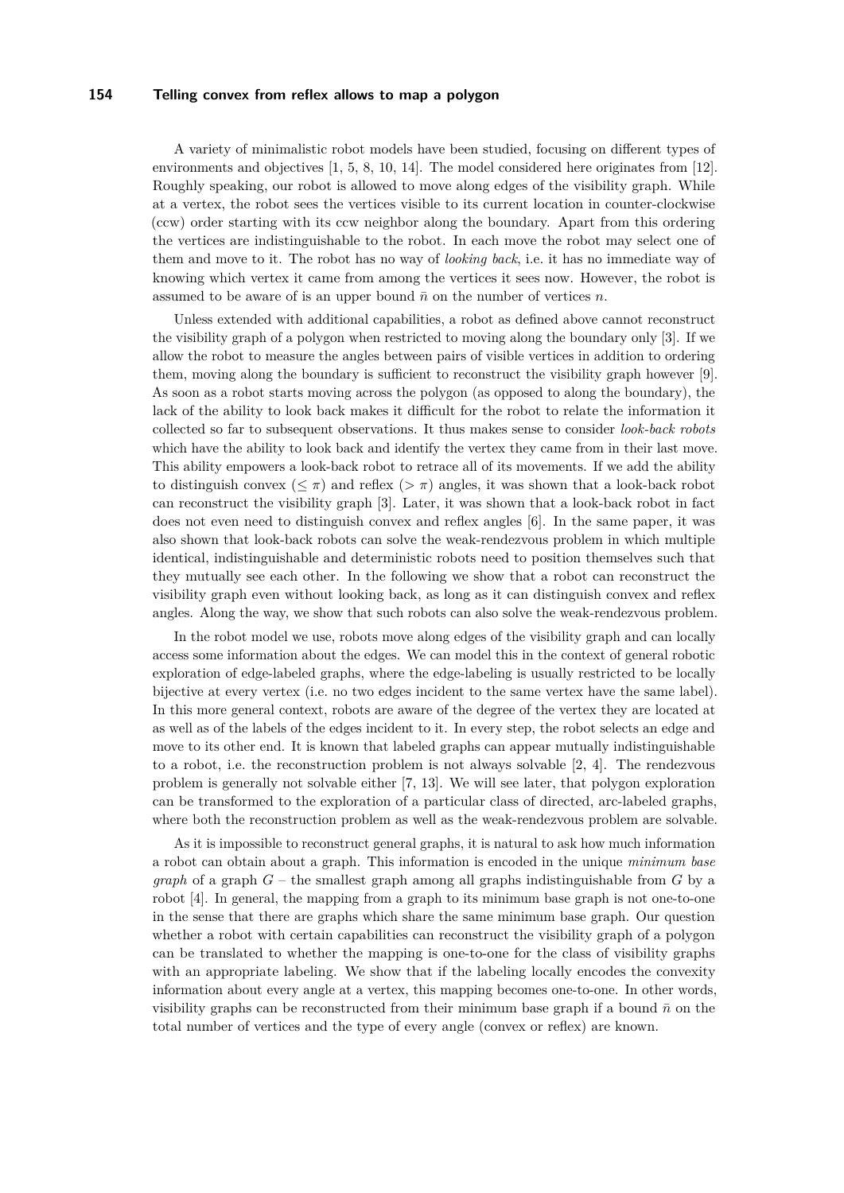A variety of minimalistic robot models have been studied, focusing on different types of environments and objectives [1, 5, 8, 10, 14]. The model considered here originates from [12]. Roughly speaking, our robot is allowed to move along edges of the visibility graph. While at a vertex, the robot sees the vertices visible to its current location in counter-clockwise (ccw) order starting with its ccw neighbor along the boundary. Apart from this ordering the vertices are indistinguishable to the robot. In each move the robot may select one of them and move to it. The robot has no way of *looking back*, i.e. it has no immediate way of knowing which vertex it came from among the vertices it sees now. However, the robot is assumed to be aware of is an upper bound $\bar{n}$ on the number of vertices $n$.

Unless extended with additional capabilities, a robot as defined above cannot reconstruct the visibility graph of a polygon when restricted to moving along the boundary only [3]. If we allow the robot to measure the angles between pairs of visible vertices in addition to ordering them, moving along the boundary is sufficient to reconstruct the visibility graph however [9]. As soon as a robot starts moving across the polygon (as opposed to along the boundary), the lack of the ability to look back makes it difficult for the robot to relate the information it collected so far to subsequent observations. It thus makes sense to consider *look-back robots* which have the ability to look back and identify the vertex they came from in their last move. This ability empowers a look-back robot to retrace all of its movements. If we add the ability to distinguish convex ($\leq \pi$) and reflex ($> \pi$) angles, it was shown that a look-back robot can reconstruct the visibility graph [3]. Later, it was shown that a look-back robot in fact does not even need to distinguish convex and reflex angles [6]. In the same paper, it was also shown that look-back robots can solve the weak-rendezvous problem in which multiple identical, indistinguishable and deterministic robots need to position themselves such that they mutually see each other. In the following we show that a robot can reconstruct the visibility graph even without looking back, as long as it can distinguish convex and reflex angles. Along the way, we show that such robots can also solve the weak-rendezvous problem.

In the robot model we use, robots move along edges of the visibility graph and can locally access some information about the edges. We can model this in the context of general robotic exploration of edge-labeled graphs, where the edge-labeling is usually restricted to be locally bijective at every vertex (i.e. no two edges incident to the same vertex have the same label). In this more general context, robots are aware of the degree of the vertex they are located at as well as of the labels of the edges incident to it. In every step, the robot selects an edge and move to its other end. It is known that labeled graphs can appear mutually indistinguishable to a robot, i.e. the reconstruction problem is not always solvable [2, 4]. The rendezvous problem is generally not solvable either [7, 13]. We will see later, that polygon exploration can be transformed to the exploration of a particular class of directed, arc-labeled graphs, where both the reconstruction problem as well as the weak-rendezvous problem are solvable.

As it is impossible to reconstruct general graphs, it is natural to ask how much information a robot can obtain about a graph. This information is encoded in the unique *minimum base graph* of a graph $G$ – the smallest graph among all graphs indistinguishable from $G$ by a robot [4]. In general, the mapping from a graph to its minimum base graph is not one-to-one in the sense that there are graphs which share the same minimum base graph. Our question whether a robot with certain capabilities can reconstruct the visibility graph of a polygon can be translated to whether the mapping is one-to-one for the class of visibility graphs with an appropriate labeling. We show that if the labeling locally encodes the convexity information about every angle at a vertex, this mapping becomes one-to-one. In other words, visibility graphs can be reconstructed from their minimum base graph if a bound $\bar{n}$ on the total number of vertices and the type of every angle (convex or reflex) are known.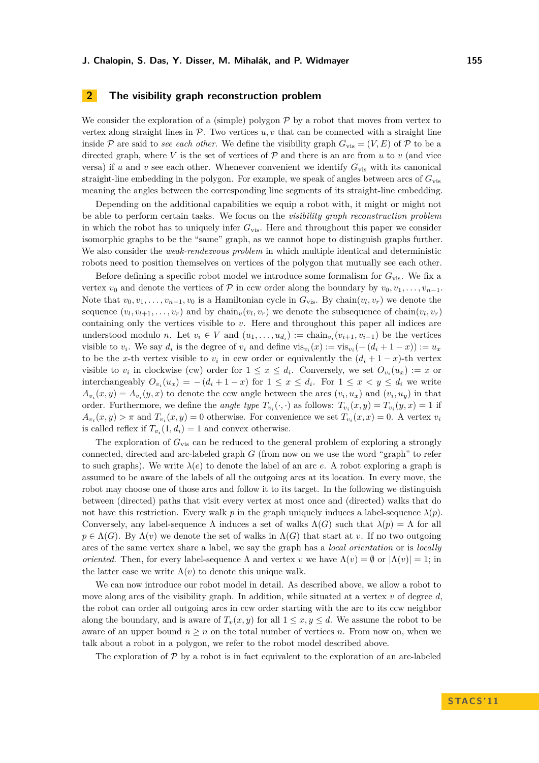## 2 The visibility graph reconstruction problem

We consider the exploration of a (simple) polygon $\mathcal{P}$ by a robot that moves from vertex to vertex along straight lines in $\mathcal{P}$. Two vertices $u, v$ that can be connected with a straight line inside $\mathcal{P}$ are said to *see each other*. We define the visibility graph $G_{\text{vis}} = (V, E)$ of $\mathcal{P}$ to be a directed graph, where $V$ is the set of vertices of $\mathcal{P}$ and there is an arc from $u$ to $v$ (and vice versa) if $u$ and $v$ see each other. Whenever convenient we identify $G_{\text{vis}}$ with its canonical straight-line embedding in the polygon. For example, we speak of angles between arcs of $G_{\text{vis}}$ meaning the angles between the corresponding line segments of its straight-line embedding.

Depending on the additional capabilities we equip a robot with, it might or might not be able to perform certain tasks. We focus on the *visibility graph reconstruction problem* in which the robot has to uniquely infer $G_{\text{vis}}$. Here and throughout this paper we consider isomorphic graphs to be the "same" graph, as we cannot hope to distinguish graphs further. We also consider the *weak-rendezvous problem* in which multiple identical and deterministic robots need to position themselves on vertices of the polygon that mutually see each other.

Before defining a specific robot model we introduce some formalism for $G_{\text{vis}}$. We fix a vertex $v_0$ and denote the vertices of $\mathcal{P}$ in ccw order along the boundary by $v_0, v_1, \ldots, v_{n-1}$. Note that $v_0, v_1, \ldots, v_{n-1}, v_0$ is a Hamiltonian cycle in $G_{\text{vis}}$. By $\text{chain}(v_l, v_r)$ we denote the sequence $(v_l, v_{l+1}, \ldots, v_r)$ and by $\text{chain}_v(v_l, v_r)$ we denote the subsequence of $\text{chain}(v_l, v_r)$ containing only the vertices visible to $v$. Here and throughout this paper all indices are understood modulo $n$. Let $v_i \in V$ and $(u_1, \ldots, u_{d_i}) := \text{chain}_{v_i}(v_{i+1}, v_{i-1})$ be the vertices visible to $v_i$. We say $d_i$ is the degree of $v_i$ and define $\text{vis}_{v_i}(x) := \text{vis}_{v_i}(-(d_i + 1 - x)) := u_x$ to be the $x$-th vertex visible to $v_i$ in ccw order or equivalently the $(d_i + 1 - x)$-th vertex visible to $v_i$ in clockwise (cw) order for $1 \le x \le d_i$. Conversely, we set $O_{v_i}(u_x) := x$ or interchangeably $O_{v_i}(u_x) = -(d_i + 1 - x)$ for $1 \le x \le d_i$. For $1 \le x < y \le d_i$ we write $A_{v_i}(x, y) = A_{v_i}(y, x)$ to denote the ccw angle between the arcs $(v_i, u_x)$ and $(v_i, u_y)$ in that order. Furthermore, we define the *angle type* $T_{v_i}(\cdot, \cdot)$ as follows: $T_{v_i}(x, y) = T_{v_i}(y, x) = 1$ if $A_{v_i}(x, y) > \pi$ and $T_{v_i}(x, y) = 0$ otherwise. For convenience we set $T_{v_i}(x, x) = 0$. A vertex $v_i$ is called reflex if $T_{v_i}(1, d_i) = 1$ and convex otherwise.

The exploration of $G_{\text{vis}}$ can be reduced to the general problem of exploring a strongly connected, directed and arc-labeled graph $G$ (from now on we use the word "graph" to refer to such graphs). We write $\lambda(e)$ to denote the label of an arc $e$. A robot exploring a graph is assumed to be aware of the labels of all the outgoing arcs at its location. In every move, the robot may choose one of those arcs and follow it to its target. In the following we distinguish between (directed) paths that visit every vertex at most once and (directed) walks that do not have this restriction. Every walk $p$ in the graph uniquely induces a label-sequence $\lambda(p)$. Conversely, any label-sequence $\Lambda$ induces a set of walks $\Lambda(G)$ such that $\lambda(p) = \Lambda$ for all $p \in \Lambda(G)$. By $\Lambda(v)$ we denote the set of walks in $\Lambda(G)$ that start at $v$. If no two outgoing arcs of the same vertex share a label, we say the graph has a *local orientation* or is *locally oriented*. Then, for every label-sequence $\Lambda$ and vertex $v$ we have $\Lambda(v) = \emptyset$ or $|\Lambda(v)| = 1$; in the latter case we write $\Lambda(v)$ to denote this unique walk.

We can now introduce our robot model in detail. As described above, we allow a robot to move along arcs of the visibility graph. In addition, while situated at a vertex $v$ of degree $d$, the robot can order all outgoing arcs in ccw order starting with the arc to its ccw neighbor along the boundary, and is aware of $T_v(x, y)$ for all $1 \le x, y \le d$. We assume the robot to be aware of an upper bound $\bar{n} \ge n$ on the total number of vertices $n$. From now on, when we talk about a robot in a polygon, we refer to the robot model described above.

The exploration of $\mathcal{P}$ by a robot is in fact equivalent to the exploration of an arc-labeled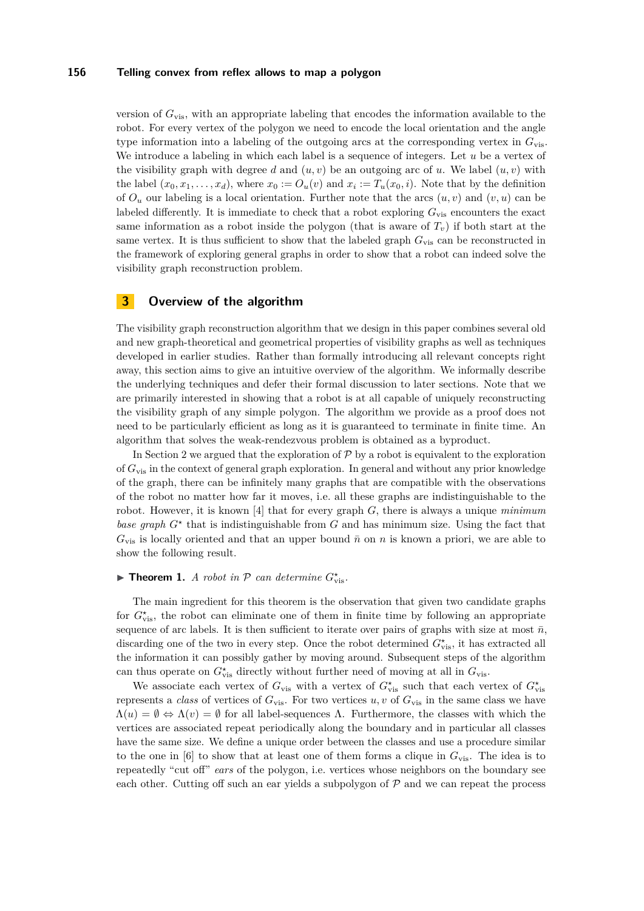version of $G_{\text{vis}}$, with an appropriate labeling that encodes the information available to the robot. For every vertex of the polygon we need to encode the local orientation and the angle type information into a labeling of the outgoing arcs at the corresponding vertex in $G_{\text{vis}}$. We introduce a labeling in which each label is a sequence of integers. Let $u$ be a vertex of the visibility graph with degree $d$ and $(u, v)$ be an outgoing arc of $u$. We label $(u, v)$ with the label $(x_0, x_1, \ldots, x_d)$, where $x_0 := O_u(v)$ and $x_i := T_u(x_0, i)$. Note that by the definition of $O_u$ our labeling is a local orientation. Further note that the arcs $(u, v)$ and $(v, u)$ can be labeled differently. It is immediate to check that a robot exploring $G_{\text{vis}}$ encounters the exact same information as a robot inside the polygon (that is aware of $T_v$) if both start at the same vertex. It is thus sufficient to show that the labeled graph $G_{\text{vis}}$ can be reconstructed in the framework of exploring general graphs in order to show that a robot can indeed solve the visibility graph reconstruction problem.

## 3 Overview of the algorithm

The visibility graph reconstruction algorithm that we design in this paper combines several old and new graph-theoretical and geometrical properties of visibility graphs as well as techniques developed in earlier studies. Rather than formally introducing all relevant concepts right away, this section aims to give an intuitive overview of the algorithm. We informally describe the underlying techniques and defer their formal discussion to later sections. Note that we are primarily interested in showing that a robot is at all capable of uniquely reconstructing the visibility graph of any simple polygon. The algorithm we provide as a proof does not need to be particularly efficient as long as it is guaranteed to terminate in finite time. An algorithm that solves the weak-rendezvous problem is obtained as a byproduct.

In Section 2 we argued that the exploration of $\mathcal{P}$ by a robot is equivalent to the exploration of $G_{\text{vis}}$ in the context of general graph exploration. In general and without any prior knowledge of the graph, there can be infinitely many graphs that are compatible with the observations of the robot no matter how far it moves, i.e. all these graphs are indistinguishable to the robot. However, it is known [4] that for every graph $G$, there is always a unique *minimum base graph* $G^\star$ that is indistinguishable from $G$ and has minimum size. Using the fact that $G_{\text{vis}}$ is locally oriented and that an upper bound $\bar{n}$ on $n$ is known a priori, we are able to show the following result.

▶ **Theorem 1.** *A robot in $\mathcal{P}$ can determine $G^\star_{\text{vis}}$.*

The main ingredient for this theorem is the observation that given two candidate graphs for $G^\star_{\text{vis}}$, the robot can eliminate one of them in finite time by following an appropriate sequence of arc labels. It is then sufficient to iterate over pairs of graphs with size at most $\bar{n}$, discarding one of the two in every step. Once the robot determined $G^\star_{\text{vis}}$, it has extracted all the information it can possibly gather by moving around. Subsequent steps of the algorithm can thus operate on $G^\star_{\text{vis}}$ directly without further need of moving at all in $G_{\text{vis}}$.

We associate each vertex of $G_{\text{vis}}$ with a vertex of $G^\star_{\text{vis}}$ such that each vertex of $G^\star_{\text{vis}}$ represents a *class* of vertices of $G_{\text{vis}}$. For two vertices $u, v$ of $G_{\text{vis}}$ in the same class we have $\Lambda(u) = \emptyset \Leftrightarrow \Lambda(v) = \emptyset$ for all label-sequences $\Lambda$. Furthermore, the classes with which the vertices are associated repeat periodically along the boundary and in particular all classes have the same size. We define a unique order between the classes and use a procedure similar to the one in [6] to show that at least one of them forms a clique in $G_{\text{vis}}$. The idea is to repeatedly "cut off" *ears* of the polygon, i.e. vertices whose neighbors on the boundary see each other. Cutting off such an ear yields a subpolygon of $\mathcal{P}$ and we can repeat the process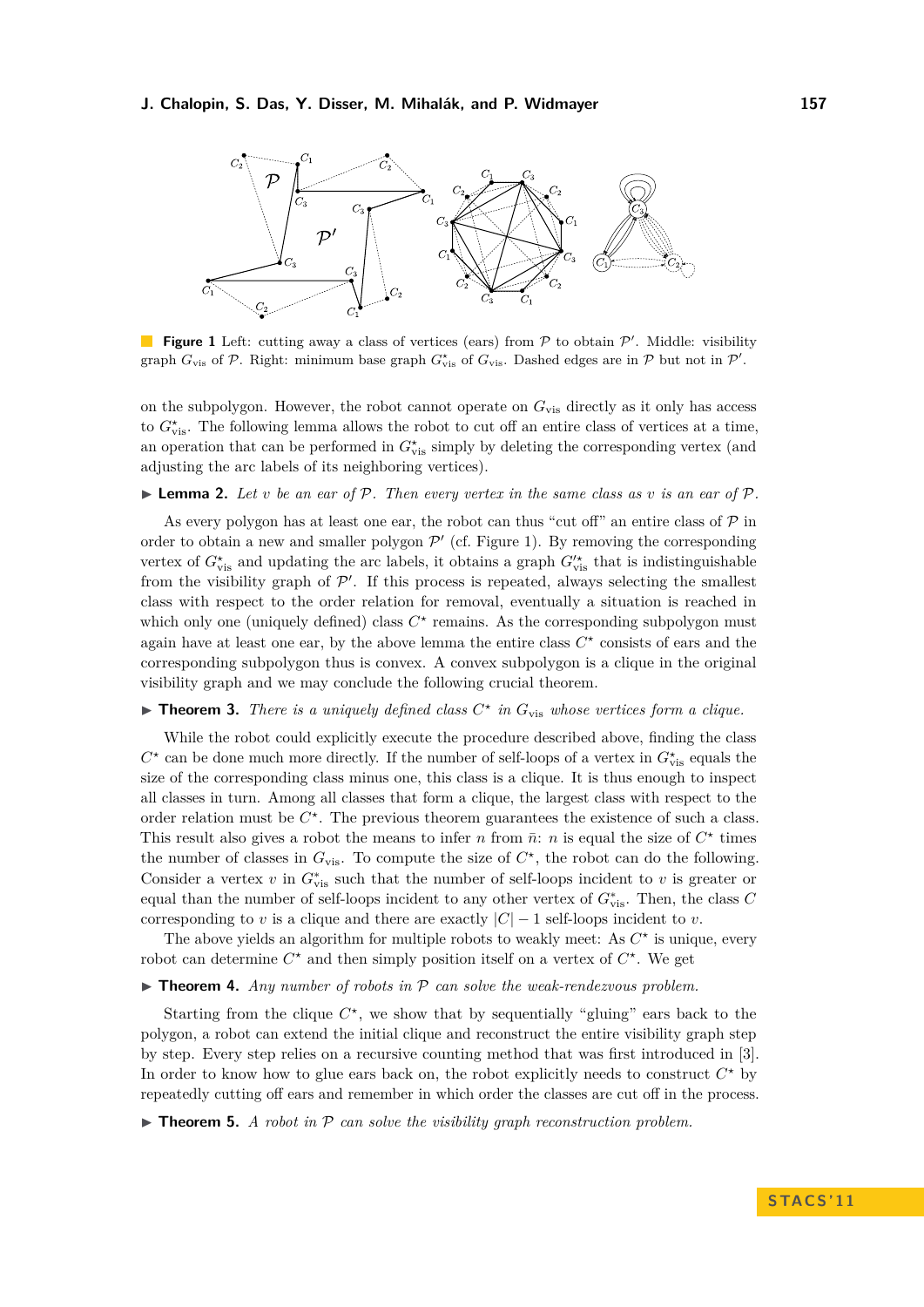**Figure 1** Left: cutting away a class of vertices (ears) from $\mathcal{P}$ to obtain $\mathcal{P}'$. Middle: visibility graph $G_{\text{vis}}$ of $\mathcal{P}$. Right: minimum base graph $G^{\star}_{\text{vis}}$ of $G_{\text{vis}}$. Dashed edges are in $\mathcal{P}$ but not in $\mathcal{P}'$.

on the subpolygon. However, the robot cannot operate on $G_{\text{vis}}$ directly as it only has access to $G^{\star}_{\text{vis}}$. The following lemma allows the robot to cut off an entire class of vertices at a time, an operation that can be performed in $G^{\star}_{\text{vis}}$ simply by deleting the corresponding vertex (and adjusting the arc labels of its neighboring vertices).

▶ **Lemma 2.** *Let $v$ be an ear of $\mathcal{P}$. Then every vertex in the same class as $v$ is an ear of $\mathcal{P}$.*

As every polygon has at least one ear, the robot can thus "cut off" an entire class of $\mathcal{P}$ in order to obtain a new and smaller polygon $\mathcal{P}'$ (cf. Figure 1). By removing the corresponding vertex of $G^{\star}_{\text{vis}}$ and updating the arc labels, it obtains a graph $G'^{\star}_{\text{vis}}$ that is indistinguishable from the visibility graph of $\mathcal{P}'$. If this process is repeated, always selecting the smallest class with respect to the order relation for removal, eventually a situation is reached in which only one (uniquely defined) class $C^{\star}$ remains. As the corresponding subpolygon must again have at least one ear, by the above lemma the entire class $C^{\star}$ consists of ears and the corresponding subpolygon thus is convex. A convex subpolygon is a clique in the original visibility graph and we may conclude the following crucial theorem.

▶ **Theorem 3.** *There is a uniquely defined class $C^{\star}$ in $G_{\text{vis}}$ whose vertices form a clique.*

While the robot could explicitly execute the procedure described above, finding the class $C^{\star}$ can be done much more directly. If the number of self-loops of a vertex in $G^{\star}_{\text{vis}}$ equals the size of the corresponding class minus one, this class is a clique. It is thus enough to inspect all classes in turn. Among all classes that form a clique, the largest class with respect to the order relation must be $C^{\star}$. The previous theorem guarantees the existence of such a class. This result also gives a robot the means to infer $n$ from $\bar{n}$: $n$ is equal the size of $C^{\star}$ times the number of classes in $G_{\text{vis}}$. To compute the size of $C^{\star}$, the robot can do the following. Consider a vertex $v$ in $G^{\star}_{\text{vis}}$ such that the number of self-loops incident to $v$ is greater or equal than the number of self-loops incident to any other vertex of $G^{\star}_{\text{vis}}$. Then, the class $C$ corresponding to $v$ is a clique and there are exactly $|C| - 1$ self-loops incident to $v$.

The above yields an algorithm for multiple robots to weakly meet: As $C^{\star}$ is unique, every robot can determine $C^{\star}$ and then simply position itself on a vertex of $C^{\star}$. We get

▶ **Theorem 4.** *Any number of robots in $\mathcal{P}$ can solve the weak-rendezvous problem.*

Starting from the clique $C^{\star}$, we show that by sequentially "gluing" ears back to the polygon, a robot can extend the initial clique and reconstruct the entire visibility graph step by step. Every step relies on a recursive counting method that was first introduced in [3]. In order to know how to glue ears back on, the robot explicitly needs to construct $C^{\star}$ by repeatedly cutting off ears and remember in which order the classes are cut off in the process.

▶ **Theorem 5.** *A robot in $\mathcal{P}$ can solve the visibility graph reconstruction problem.*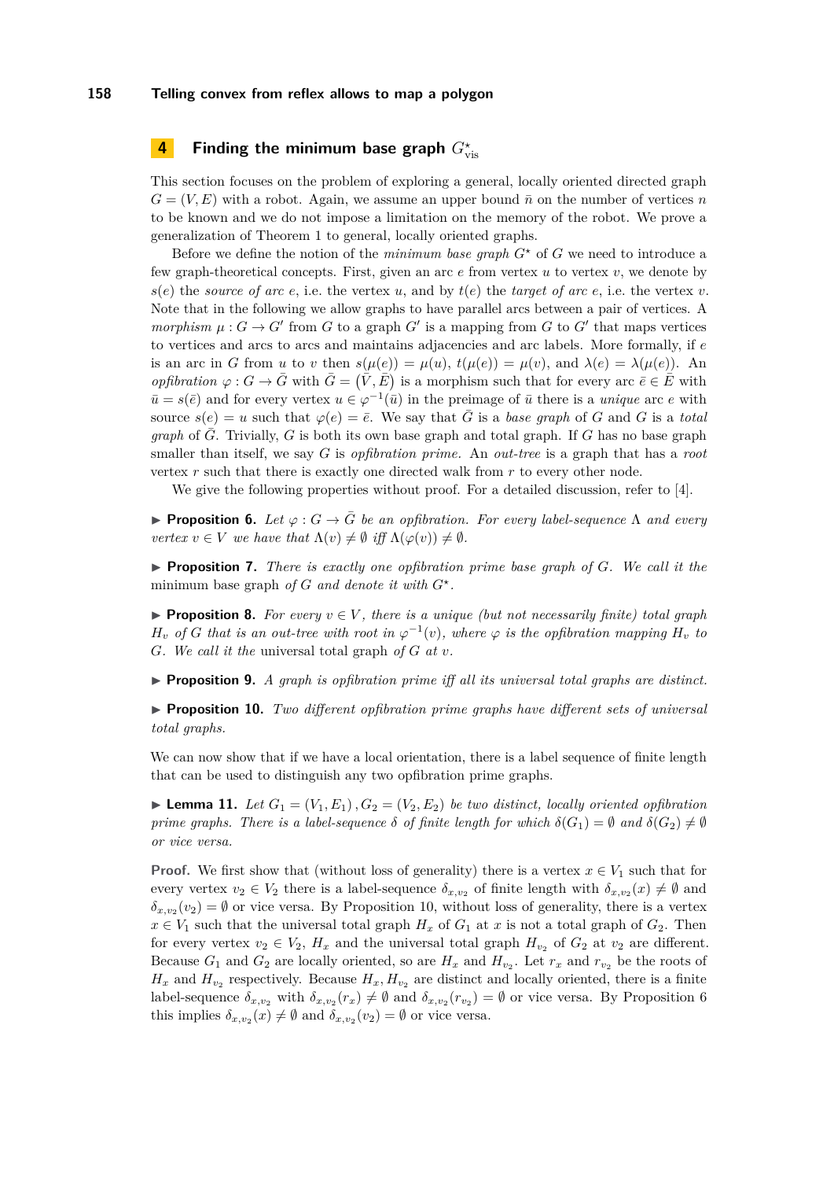## 4 Finding the minimum base graph $G^{\star}_{\text{vis}}$

This section focuses on the problem of exploring a general, locally oriented directed graph $G = (V, E)$ with a robot. Again, we assume an upper bound $\bar{n}$ on the number of vertices $n$ to be known and we do not impose a limitation on the memory of the robot. We prove a generalization of Theorem 1 to general, locally oriented graphs.

Before we define the notion of the *minimum base graph* $G^{\star}$ of $G$ we need to introduce a few graph-theoretical concepts. First, given an arc $e$ from vertex $u$ to vertex $v$, we denote by $s(e)$ the *source of arc* $e$, i.e. the vertex $u$, and by $t(e)$ the *target of arc* $e$, i.e. the vertex $v$. Note that in the following we allow graphs to have parallel arcs between a pair of vertices. A *morphism* $\mu : G \to G'$ from $G$ to a graph $G'$ is a mapping from $G$ to $G'$ that maps vertices to vertices and arcs to arcs and maintains adjacencies and arc labels. More formally, if $e$ is an arc in $G$ from $u$ to $v$ then $s(\mu(e)) = \mu(u)$, $t(\mu(e)) = \mu(v)$, and $\lambda(e) = \lambda(\mu(e))$. An *opfibration* $\varphi : G \to \bar{G}$ with $\bar{G} = \left(\bar{V}, \bar{E}\right)$ is a morphism such that for every arc $\bar{e} \in \bar{E}$ with $\bar{u} = s(\bar{e})$ and for every vertex $u \in \varphi^{-1}(\bar{u})$ in the preimage of $\bar{u}$ there is a *unique* arc $e$ with source $s(e) = u$ such that $\varphi(e) = \bar{e}$. We say that $\bar{G}$ is a *base graph* of $G$ and $G$ is a *total graph* of $\bar{G}$. Trivially, $G$ is both its own base graph and total graph. If $G$ has no base graph smaller than itself, we say $G$ is *opfibration prime*. An *out-tree* is a graph that has a *root* vertex $r$ such that there is exactly one directed walk from $r$ to every other node.

We give the following properties without proof. For a detailed discussion, refer to [4].

▶ **Proposition 6.** *Let $\varphi : G \to \bar{G}$ be an opfibration. For every label-sequence $\Lambda$ and every vertex $v \in V$ we have that $\Lambda(v) \neq \emptyset$ iff $\Lambda(\varphi(v)) \neq \emptyset$.*

▶ **Proposition 7.** *There is exactly one opfibration prime base graph of $G$. We call it the* minimum base graph *of $G$ and denote it with $G^{\star}$.*

▶ **Proposition 8.** *For every $v \in V$, there is a unique (but not necessarily finite) total graph $H_v$ of $G$ that is an out-tree with root in $\varphi^{-1}(v)$, where $\varphi$ is the opfibration mapping $H_v$ to $G$. We call it the* universal total graph *of $G$ at $v$.*

▶ **Proposition 9.** *A graph is opfibration prime iff all its universal total graphs are distinct.*

▶ **Proposition 10.** *Two different opfibration prime graphs have different sets of universal total graphs.*

We can now show that if we have a local orientation, there is a label sequence of finite length that can be used to distinguish any two opfibration prime graphs.

▶ **Lemma 11.** *Let $G_1 = (V_1, E_1)$, $G_2 = (V_2, E_2)$ be two distinct, locally oriented opfibration prime graphs. There is a label-sequence $\delta$ of finite length for which $\delta(G_1) = \emptyset$ and $\delta(G_2) \neq \emptyset$ or vice versa.*

**Proof.** We first show that (without loss of generality) there is a vertex $x \in V_1$ such that for every vertex $v_2 \in V_2$ there is a label-sequence $\delta_{x,v_2}$ of finite length with $\delta_{x,v_2}(x) \neq \emptyset$ and $\delta_{x,v_2}(v_2) = \emptyset$ or vice versa. By Proposition 10, without loss of generality, there is a vertex $x \in V_1$ such that the universal total graph $H_x$ of $G_1$ at $x$ is not a total graph of $G_2$. Then for every vertex $v_2 \in V_2$, $H_x$ and the universal total graph $H_{v_2}$ of $G_2$ at $v_2$ are different. Because $G_1$ and $G_2$ are locally oriented, so are $H_x$ and $H_{v_2}$. Let $r_x$ and $r_{v_2}$ be the roots of $H_x$ and $H_{v_2}$ respectively. Because $H_x, H_{v_2}$ are distinct and locally oriented, there is a finite label-sequence $\delta_{x,v_2}$ with $\delta_{x,v_2}(r_x) \neq \emptyset$ and $\delta_{x,v_2}(r_{v_2}) = \emptyset$ or vice versa. By Proposition 6 this implies $\delta_{x,v_2}(x) \neq \emptyset$ and $\delta_{x,v_2}(v_2) = \emptyset$ or vice versa.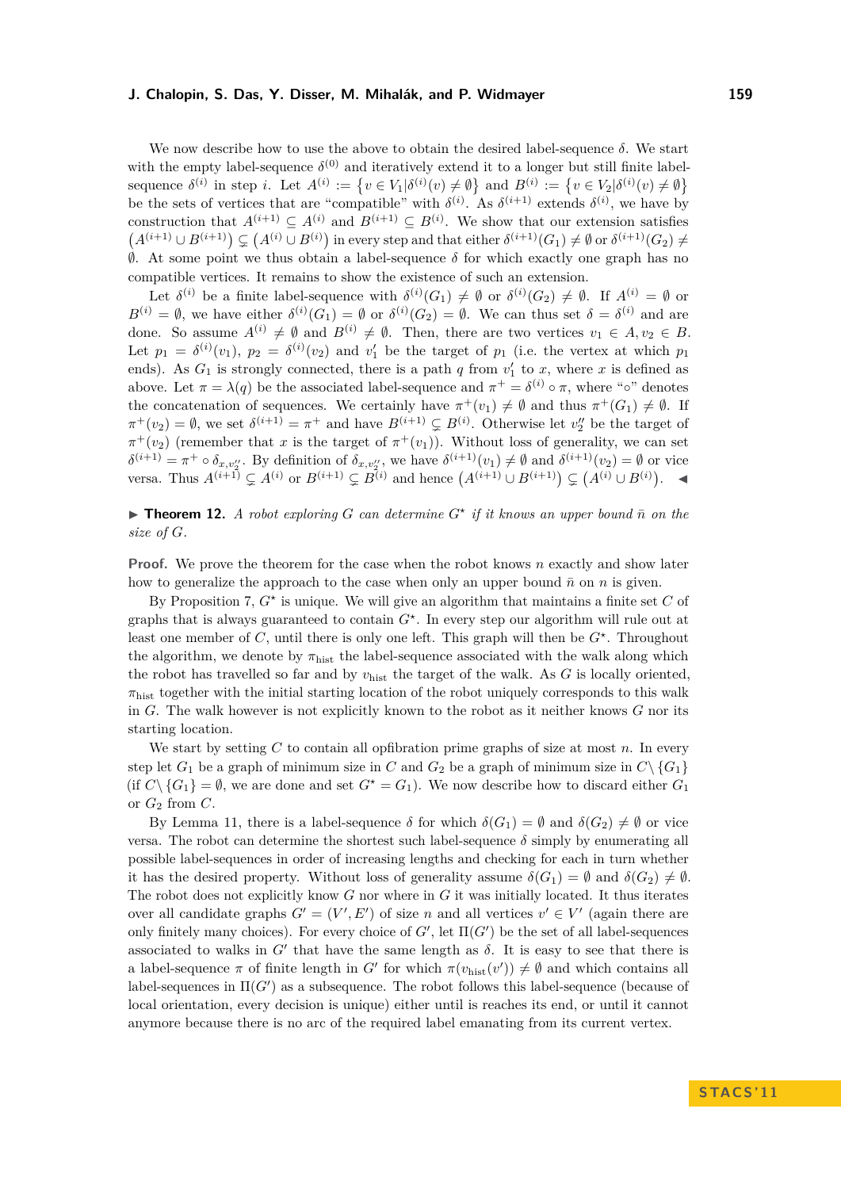We now describe how to use the above to obtain the desired label-sequence $\delta$. We start with the empty label-sequence $\delta^{(0)}$ and iteratively extend it to a longer but still finite label-sequence $\delta^{(i)}$ in step $i$. Let $A^{(i)} := \{v \in V_1 | \delta^{(i)}(v) \neq \emptyset\}$ and $B^{(i)} := \{v \in V_2 | \delta^{(i)}(v) \neq \emptyset\}$ be the sets of vertices that are "compatible" with $\delta^{(i)}$. As $\delta^{(i+1)}$ extends $\delta^{(i)}$, we have by construction that $A^{(i+1)} \subseteq A^{(i)}$ and $B^{(i+1)} \subseteq B^{(i)}$. We show that our extension satisfies $(A^{(i+1)} \cup B^{(i+1)}) \subsetneq (A^{(i)} \cup B^{(i)})$ in every step and that either $\delta^{(i+1)}(G_1) \neq \emptyset$ or $\delta^{(i+1)}(G_2) \neq \emptyset$. At some point we thus obtain a label-sequence $\delta$ for which exactly one graph has no compatible vertices. It remains to show the existence of such an extension.

Let $\delta^{(i)}$ be a finite label-sequence with $\delta^{(i)}(G_1) \neq \emptyset$ or $\delta^{(i)}(G_2) \neq \emptyset$. If $A^{(i)} = \emptyset$ or $B^{(i)} = \emptyset$, we have either $\delta^{(i)}(G_1) = \emptyset$ or $\delta^{(i)}(G_2) = \emptyset$. We can thus set $\delta = \delta^{(i)}$ and are done. So assume $A^{(i)} \neq \emptyset$ and $B^{(i)} \neq \emptyset$. Then, there are two vertices $v_1 \in A, v_2 \in B$. Let $p_1 = \delta^{(i)}(v_1)$, $p_2 = \delta^{(i)}(v_2)$ and $v_1'$ be the target of $p_1$ (i.e. the vertex at which $p_1$ ends). As $G_1$ is strongly connected, there is a path $q$ from $v_1'$ to $x$, where $x$ is defined as above. Let $\pi = \lambda(q)$ be the associated label-sequence and $\pi^+ = \delta^{(i)} \circ \pi$, where "$\circ$" denotes the concatenation of sequences. We certainly have $\pi^+(v_1) \neq \emptyset$ and thus $\pi^+(G_1) \neq \emptyset$. If $\pi^+(v_2) = \emptyset$, we set $\delta^{(i+1)} = \pi^+$ and have $B^{(i+1)} \subsetneq B^{(i)}$. Otherwise let $v_2''$ be the target of $\pi^+(v_2)$ (remember that $x$ is the target of $\pi^+(v_1)$). Without loss of generality, we can set $\delta^{(i+1)} = \pi^+ \circ \delta_{x,v_2''}$. By definition of $\delta_{x,v_2''}$, we have $\delta^{(i+1)}(v_1) \neq \emptyset$ and $\delta^{(i+1)}(v_2) = \emptyset$ or vice versa. Thus $A^{(i+1)} \subsetneq A^{(i)}$ or $B^{(i+1)} \subsetneq B^{(i)}$ and hence $(A^{(i+1)} \cup B^{(i+1)}) \subsetneq (A^{(i)} \cup B^{(i)})$. ◀

▶ **Theorem 12.** *A robot exploring $G$ can determine $G^\star$ if it knows an upper bound $\bar{n}$ on the size of $G$.*

**Proof.** We prove the theorem for the case when the robot knows $n$ exactly and show later how to generalize the approach to the case when only an upper bound $\bar{n}$ on $n$ is given.

By Proposition 7, $G^\star$ is unique. We will give an algorithm that maintains a finite set $C$ of graphs that is always guaranteed to contain $G^\star$. In every step our algorithm will rule out at least one member of $C$, until there is only one left. This graph will then be $G^\star$. Throughout the algorithm, we denote by $\pi_{\text{hist}}$ the label-sequence associated with the walk along which the robot has travelled so far and by $v_{\text{hist}}$ the target of the walk. As $G$ is locally oriented, $\pi_{\text{hist}}$ together with the initial starting location of the robot uniquely corresponds to this walk in $G$. The walk however is not explicitly known to the robot as it neither knows $G$ nor its starting location.

We start by setting $C$ to contain all opfibration prime graphs of size at most $n$. In every step let $G_1$ be a graph of minimum size in $C$ and $G_2$ be a graph of minimum size in $C \setminus \{G_1\}$ (if $C \setminus \{G_1\} = \emptyset$, we are done and set $G^\star = G_1$). We now describe how to discard either $G_1$ or $G_2$ from $C$.

By Lemma 11, there is a label-sequence $\delta$ for which $\delta(G_1) = \emptyset$ and $\delta(G_2) \neq \emptyset$ or vice versa. The robot can determine the shortest such label-sequence $\delta$ simply by enumerating all possible label-sequences in order of increasing lengths and checking for each in turn whether it has the desired property. Without loss of generality assume $\delta(G_1) = \emptyset$ and $\delta(G_2) \neq \emptyset$. The robot does not explicitly know $G$ nor where in $G$ it was initially located. It thus iterates over all candidate graphs $G' = (V', E')$ of size $n$ and all vertices $v' \in V'$ (again there are only finitely many choices). For every choice of $G'$, let $\Pi(G')$ be the set of all label-sequences associated to walks in $G'$ that have the same length as $\delta$. It is easy to see that there is a label-sequence $\pi$ of finite length in $G'$ for which $\pi(v_{\text{hist}}(v')) \neq \emptyset$ and which contains all label-sequences in $\Pi(G')$ as a subsequence. The robot follows this label-sequence (because of local orientation, every decision is unique) either until is reaches its end, or until it cannot anymore because there is no arc of the required label emanating from its current vertex.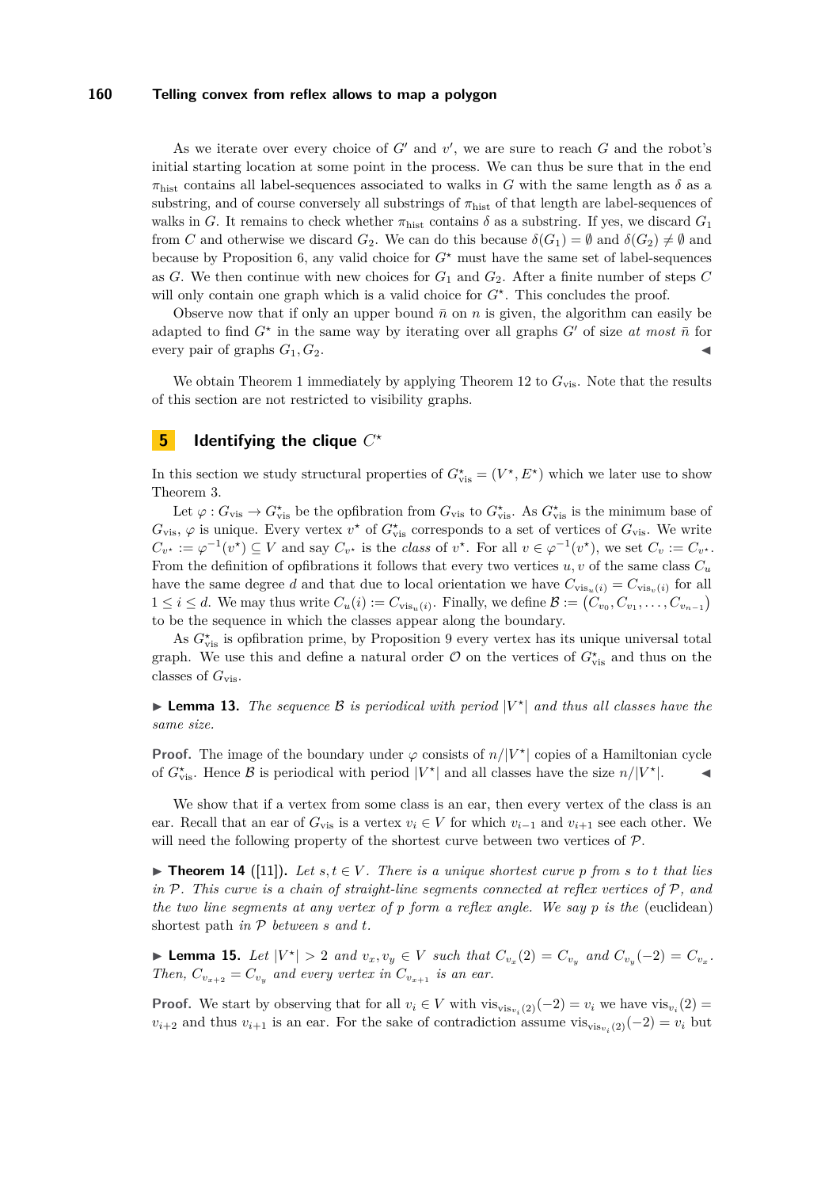As we iterate over every choice of $G'$ and $v'$, we are sure to reach $G$ and the robot's initial starting location at some point in the process. We can thus be sure that in the end $\pi_{\text{hist}}$ contains all label-sequences associated to walks in $G$ with the same length as $\delta$ as a substring, and of course conversely all substrings of $\pi_{\text{hist}}$ of that length are label-sequences of walks in $G$. It remains to check whether $\pi_{\text{hist}}$ contains $\delta$ as a substring. If yes, we discard $G_1$ from $C$ and otherwise we discard $G_2$. We can do this because $\delta(G_1) = \emptyset$ and $\delta(G_2) \neq \emptyset$ and because by Proposition 6, any valid choice for $G^\star$ must have the same set of label-sequences as $G$. We then continue with new choices for $G_1$ and $G_2$. After a finite number of steps $C$ will only contain one graph which is a valid choice for $G^\star$. This concludes the proof.

Observe now that if only an upper bound $\bar{n}$ on $n$ is given, the algorithm can easily be adapted to find $G^\star$ in the same way by iterating over all graphs $G'$ of size *at most* $\bar{n}$ for every pair of graphs $G_1, G_2$. ◀

We obtain Theorem 1 immediately by applying Theorem 12 to $G_{\text{vis}}$. Note that the results of this section are not restricted to visibility graphs.

## 5 Identifying the clique $C^\star$

In this section we study structural properties of $G^\star_{\text{vis}} = (V^\star, E^\star)$ which we later use to show Theorem 3.

Let $\varphi : G_{\text{vis}} \to G^\star_{\text{vis}}$ be the opfibration from $G_{\text{vis}}$ to $G^\star_{\text{vis}}$. As $G^\star_{\text{vis}}$ is the minimum base of $G_{\text{vis}}$, $\varphi$ is unique. Every vertex $v^\star$ of $G^\star_{\text{vis}}$ corresponds to a set of vertices of $G_{\text{vis}}$. We write $C_{v^\star} := \varphi^{-1}(v^\star) \subseteq V$ and say $C_{v^\star}$ is the *class* of $v^\star$. For all $v \in \varphi^{-1}(v^\star)$, we set $C_v := C_{v^\star}$. From the definition of opfibrations it follows that every two vertices $u, v$ of the same class $C_u$ have the same degree $d$ and that due to local orientation we have $C_{\text{vis}_u(i)} = C_{\text{vis}_v(i)}$ for all $1 \leq i \leq d$. We may thus write $C_u(i) := C_{\text{vis}_u(i)}$. Finally, we define $\mathcal{B} := \big(C_{v_0}, C_{v_1}, \ldots, C_{v_{n-1}}\big)$ to be the sequence in which the classes appear along the boundary.

As $G^\star_{\text{vis}}$ is opfibration prime, by Proposition 9 every vertex has its unique universal total graph. We use this and define a natural order $\mathcal{O}$ on the vertices of $G^\star_{\text{vis}}$ and thus on the classes of $G_{\text{vis}}$.

▶ **Lemma 13.** *The sequence $\mathcal{B}$ is periodical with period $|V^\star|$ and thus all classes have the same size.*

**Proof.** The image of the boundary under $\varphi$ consists of $n/|V^\star|$ copies of a Hamiltonian cycle of $G^\star_{\text{vis}}$. Hence $\mathcal{B}$ is periodical with period $|V^\star|$ and all classes have the size $n/|V^\star|$. ◀

We show that if a vertex from some class is an ear, then every vertex of the class is an ear. Recall that an ear of $G_{\text{vis}}$ is a vertex $v_i \in V$ for which $v_{i-1}$ and $v_{i+1}$ see each other. We will need the following property of the shortest curve between two vertices of $\mathcal{P}$.

▶ **Theorem 14** ([11]). *Let $s, t \in V$. There is a unique shortest curve $p$ from $s$ to $t$ that lies in $\mathcal{P}$. This curve is a chain of straight-line segments connected at reflex vertices of $\mathcal{P}$, and the two line segments at any vertex of $p$ form a reflex angle. We say $p$ is the* (euclidean) *shortest path in $\mathcal{P}$ between $s$ and $t$.*

▶ **Lemma 15.** *Let $|V^\star| > 2$ and $v_x, v_y \in V$ such that $C_{v_x}(2) = C_{v_y}$ and $C_{v_y}(-2) = C_{v_x}$. Then, $C_{v_{x+2}} = C_{v_y}$ and every vertex in $C_{v_{x+1}}$ is an ear.*

**Proof.** We start by observing that for all $v_i \in V$ with $\text{vis}_{\text{vis}_{v_i}(2)}(-2) = v_i$ we have $\text{vis}_{v_i}(2) = v_{i+2}$ and thus $v_{i+1}$ is an ear. For the sake of contradiction assume $\text{vis}_{\text{vis}_{v_i}(2)}(-2) = v_i$ but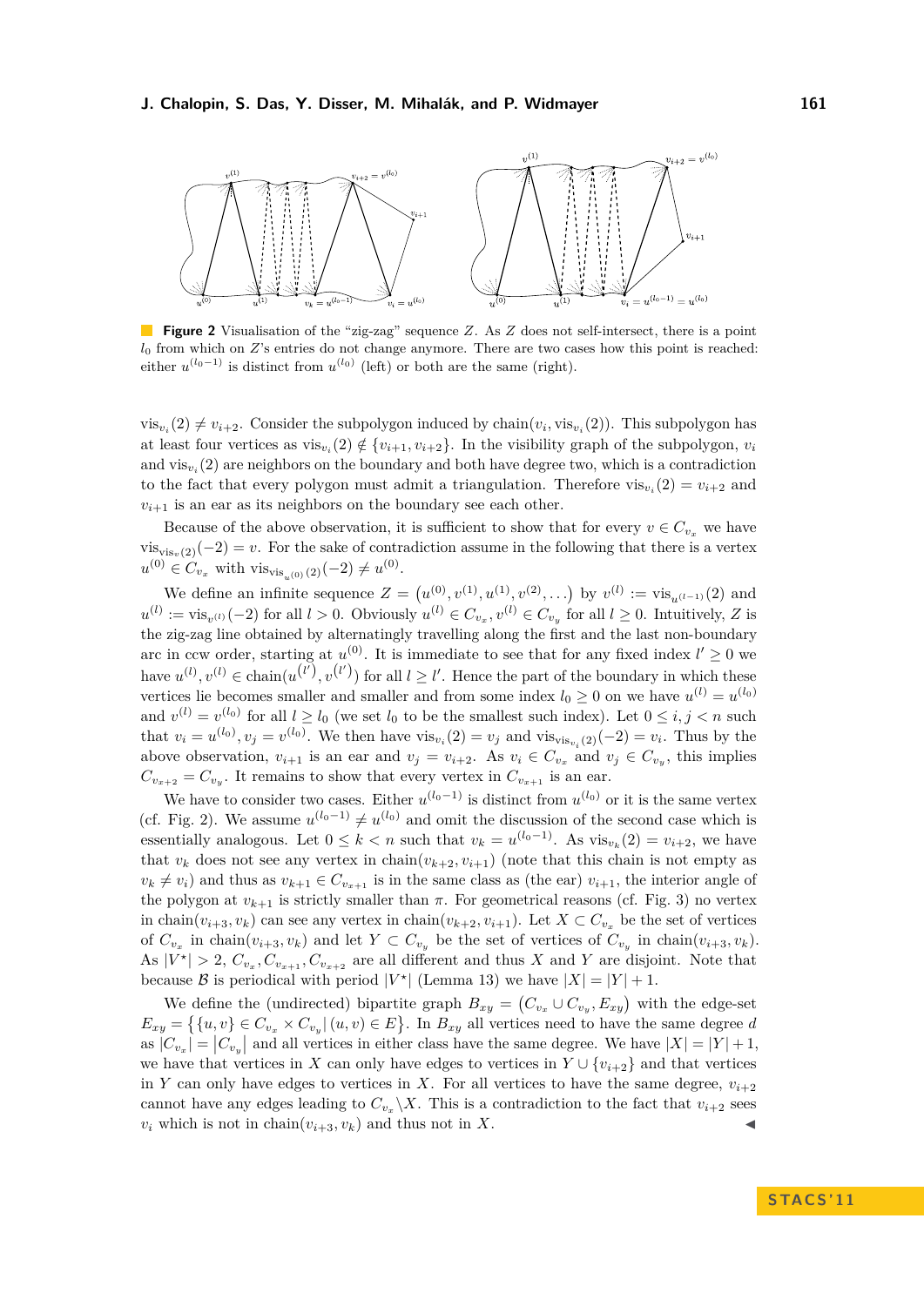**Figure 2** Visualisation of the "zig-zag" sequence $Z$. As $Z$ does not self-intersect, there is a point $l_0$ from which on $Z$'s entries do not change anymore. There are two cases how this point is reached: either $u^{(l_0-1)}$ is distinct from $u^{(l_0)}$ (left) or both are the same (right).

$\text{vis}_{v_i}(2) \neq v_{i+2}$. Consider the subpolygon induced by $\text{chain}(v_i, \text{vis}_{v_i}(2))$. This subpolygon has at least four vertices as $\text{vis}_{v_i}(2) \notin \{v_{i+1}, v_{i+2}\}$. In the visibility graph of the subpolygon, $v_i$ and $\text{vis}_{v_i}(2)$ are neighbors on the boundary and both have degree two, which is a contradiction to the fact that every polygon must admit a triangulation. Therefore $\text{vis}_{v_i}(2) = v_{i+2}$ and $v_{i+1}$ is an ear as its neighbors on the boundary see each other.

Because of the above observation, it is sufficient to show that for every $v \in C_{v_x}$ we have $\text{vis}_{\text{vis}_v(2)}(-2) = v$. For the sake of contradiction assume in the following that there is a vertex $u^{(0)} \in C_{v_x}$ with $\text{vis}_{\text{vis}_{u^{(0)}}(2)}(-2) \neq u^{(0)}$.

We define an infinite sequence $Z = \left(u^{(0)}, v^{(1)}, u^{(1)}, v^{(2)}, \ldots\right)$ by $v^{(l)} := \text{vis}_{u^{(l-1)}}(2)$ and $u^{(l)} := \text{vis}_{v^{(l)}}(-2)$ for all $l > 0$. Obviously $u^{(l)} \in C_{v_x}, v^{(l)} \in C_{v_y}$ for all $l \geq 0$. Intuitively, $Z$ is the zig-zag line obtained by alternatingly travelling along the first and the last non-boundary arc in ccw order, starting at $u^{(0)}$. It is immediate to see that for any fixed index $l' \geq 0$ we have $u^{(l)}, v^{(l)} \in \text{chain}(u^{(l')}, v^{(l')})$ for all $l \geq l'$. Hence the part of the boundary in which these vertices lie becomes smaller and smaller and from some index $l_0 \geq 0$ on we have $u^{(l)} = u^{(l_0)}$ and $v^{(l)} = v^{(l_0)}$ for all $l \geq l_0$ (we set $l_0$ to be the smallest such index). Let $0 \leq i, j < n$ such that $v_i = u^{(l_0)}, v_j = v^{(l_0)}$. We then have $\text{vis}_{v_i}(2) = v_j$ and $\text{vis}_{\text{vis}_{v_i}(2)}(-2) = v_i$. Thus by the above observation, $v_{i+1}$ is an ear and $v_j = v_{i+2}$. As $v_i \in C_{v_x}$ and $v_j \in C_{v_y}$, this implies $C_{v_{x+2}} = C_{v_y}$. It remains to show that every vertex in $C_{v_{x+1}}$ is an ear.

We have to consider two cases. Either $u^{(l_0-1)}$ is distinct from $u^{(l_0)}$ or it is the same vertex (cf. Fig. 2). We assume $u^{(l_0-1)} \neq u^{(l_0)}$ and omit the discussion of the second case which is essentially analogous. Let $0 \leq k < n$ such that $v_k = u^{(l_0-1)}$. As $\text{vis}_{v_k}(2) = v_{i+2}$, we have that $v_k$ does not see any vertex in $\text{chain}(v_{k+2}, v_{i+1})$ (note that this chain is not empty as $v_k \neq v_i$) and thus as $v_{k+1} \in C_{v_{x+1}}$ is in the same class as (the ear) $v_{i+1}$, the interior angle of the polygon at $v_{k+1}$ is strictly smaller than $\pi$. For geometrical reasons (cf. Fig. 3) no vertex in $\text{chain}(v_{i+3}, v_k)$ can see any vertex in $\text{chain}(v_{k+2}, v_{i+1})$. Let $X \subset C_{v_x}$ be the set of vertices of $C_{v_x}$ in $\text{chain}(v_{i+3}, v_k)$ and let $Y \subset C_{v_y}$ be the set of vertices of $C_{v_y}$ in $\text{chain}(v_{i+3}, v_k)$. As $|V^\star| > 2$, $C_{v_x}, C_{v_{x+1}}, C_{v_{x+2}}$ are all different and thus $X$ and $Y$ are disjoint. Note that because $\mathcal{B}$ is periodical with period $|V^\star|$ (Lemma 13) we have $|X| = |Y| + 1$.

We define the (undirected) bipartite graph $B_{xy} = \left(C_{v_x} \cup C_{v_y}, E_{xy}\right)$ with the edge-set $E_{xy} = \left\{\{u, v\} \in C_{v_x} \times C_{v_y} \,|\, (u, v) \in E\right\}$. In $B_{xy}$ all vertices need to have the same degree $d$ as $|C_{v_x}| = \left|C_{v_y}\right|$ and all vertices in either class have the same degree. We have $|X| = |Y| + 1$, we have that vertices in $X$ can only have edges to vertices in $Y \cup \{v_{i+2}\}$ and that vertices in $Y$ can only have edges to vertices in $X$. For all vertices to have the same degree, $v_{i+2}$ cannot have any edges leading to $C_{v_x} \backslash X$. This is a contradiction to the fact that $v_{i+2}$ sees $v_i$ which is not in $\text{chain}(v_{i+3}, v_k)$ and thus not in $X$. ◀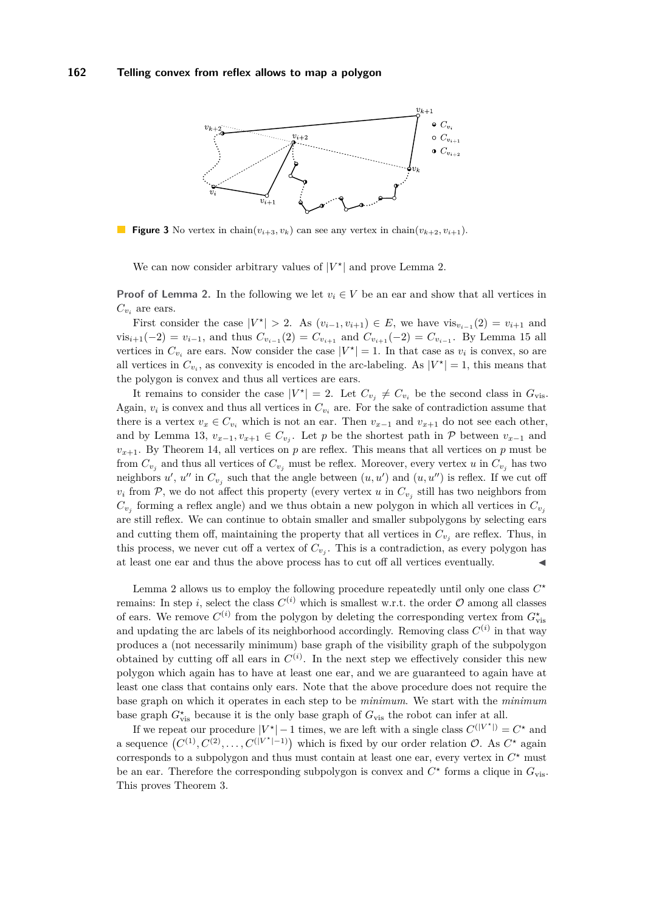**Figure 3** No vertex in chain$(v_{i+3}, v_k)$ can see any vertex in chain$(v_{k+2}, v_{i+1})$.

We can now consider arbitrary values of $|V^\star|$ and prove Lemma 2.

**Proof of Lemma 2.** In the following we let $v_i \in V$ be an ear and show that all vertices in $C_{v_i}$ are ears.

First consider the case $|V^\star| > 2$. As $(v_{i-1}, v_{i+1}) \in E$, we have $\text{vis}_{v_{i-1}}(2) = v_{i+1}$ and $\text{vis}_{i+1}(-2) = v_{i-1}$, and thus $C_{v_{i-1}}(2) = C_{v_{i+1}}$ and $C_{v_{i+1}}(-2) = C_{v_{i-1}}$. By Lemma 15 all vertices in $C_{v_i}$ are ears. Now consider the case $|V^\star| = 1$. In that case as $v_i$ is convex, so are all vertices in $C_{v_i}$, as convexity is encoded in the arc-labeling. As $|V^\star| = 1$, this means that the polygon is convex and thus all vertices are ears.

It remains to consider the case $|V^\star| = 2$. Let $C_{v_j} \neq C_{v_i}$ be the second class in $G_{\text{vis}}$. Again, $v_i$ is convex and thus all vertices in $C_{v_i}$ are. For the sake of contradiction assume that there is a vertex $v_x \in C_{v_i}$ which is not an ear. Then $v_{x-1}$ and $v_{x+1}$ do not see each other, and by Lemma 13, $v_{x-1}, v_{x+1} \in C_{v_j}$. Let $p$ be the shortest path in $\mathcal{P}$ between $v_{x-1}$ and $v_{x+1}$. By Theorem 14, all vertices on $p$ are reflex. This means that all vertices on $p$ must be from $C_{v_j}$ and thus all vertices of $C_{v_j}$ must be reflex. Moreover, every vertex $u$ in $C_{v_j}$ has two neighbors $u'$, $u''$ in $C_{v_j}$ such that the angle between $(u, u')$ and $(u, u'')$ is reflex. If we cut off $v_i$ from $\mathcal{P}$, we do not affect this property (every vertex $u$ in $C_{v_j}$ still has two neighbors from $C_{v_j}$ forming a reflex angle) and we thus obtain a new polygon in which all vertices in $C_{v_j}$ are still reflex. We can continue to obtain smaller and smaller subpolygons by selecting ears and cutting them off, maintaining the property that all vertices in $C_{v_j}$ are reflex. Thus, in this process, we never cut off a vertex of $C_{v_j}$. This is a contradiction, as every polygon has at least one ear and thus the above process has to cut off all vertices eventually. ◀

Lemma 2 allows us to employ the following procedure repeatedly until only one class $C^\star$ remains: In step $i$, select the class $C^{(i)}$ which is smallest w.r.t. the order $\mathcal{O}$ among all classes of ears. We remove $C^{(i)}$ from the polygon by deleting the corresponding vertex from $G^\star_{\text{vis}}$ and updating the arc labels of its neighborhood accordingly. Removing class $C^{(i)}$ in that way produces a (not necessarily minimum) base graph of the visibility graph of the subpolygon obtained by cutting off all ears in $C^{(i)}$. In the next step we effectively consider this new polygon which again has to have at least one ear, and we are guaranteed to again have at least one class that contains only ears. Note that the above procedure does not require the base graph on which it operates in each step to be *minimum*. We start with the *minimum* base graph $G^\star_{\text{vis}}$ because it is the only base graph of $G_{\text{vis}}$ the robot can infer at all.

If we repeat our procedure $|V^\star| - 1$ times, we are left with a single class $C^{(|V^\star|)} = C^\star$ and a sequence $\left(C^{(1)}, C^{(2)}, \ldots, C^{(|V^\star|-1)}\right)$ which is fixed by our order relation $\mathcal{O}$. As $C^\star$ again corresponds to a subpolygon and thus must contain at least one ear, every vertex in $C^\star$ must be an ear. Therefore the corresponding subpolygon is convex and $C^\star$ forms a clique in $G_{\text{vis}}$. This proves Theorem 3.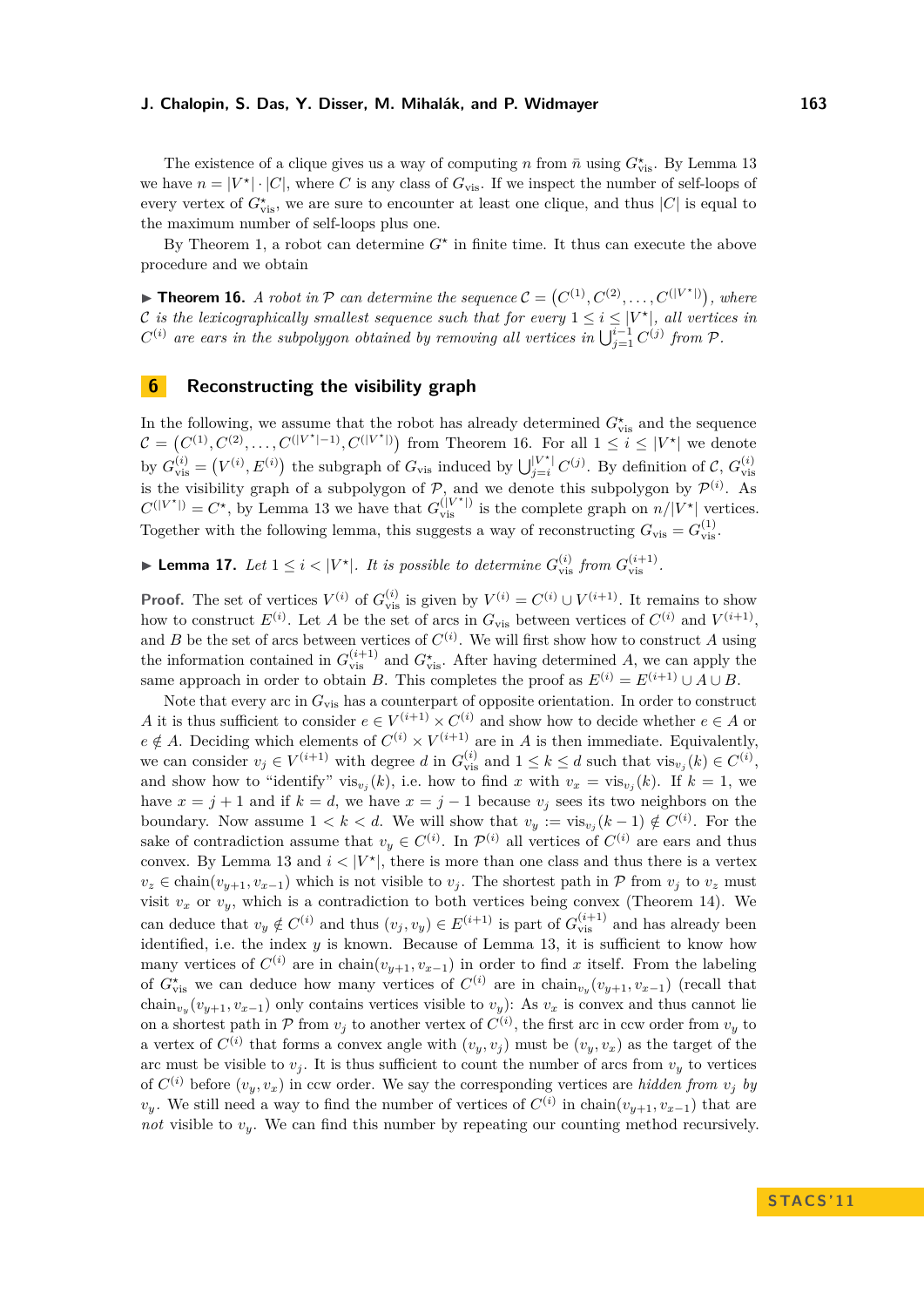The existence of a clique gives us a way of computing $n$ from $\bar{n}$ using $G^{\star}_{\text{vis}}$. By Lemma 13 we have $n = |V^{\star}| \cdot |C|$, where $C$ is any class of $G_{\text{vis}}$. If we inspect the number of self-loops of every vertex of $G^{\star}_{\text{vis}}$, we are sure to encounter at least one clique, and thus $|C|$ is equal to the maximum number of self-loops plus one.

By Theorem 1, a robot can determine $G^{\star}$ in finite time. It thus can execute the above procedure and we obtain

▶ **Theorem 16.** *A robot in $\mathcal{P}$ can determine the sequence $\mathcal{C} = \left(C^{(1)}, C^{(2)}, \ldots, C^{(|V^{\star}|)}\right)$, where $\mathcal{C}$ is the lexicographically smallest sequence such that for every $1 \leq i \leq |V^{\star}|$, all vertices in $C^{(i)}$ are ears in the subpolygon obtained by removing all vertices in $\bigcup_{j=1}^{i-1} C^{(j)}$ from $\mathcal{P}$.*

## 6 Reconstructing the visibility graph

In the following, we assume that the robot has already determined $G^{\star}_{\text{vis}}$ and the sequence $\mathcal{C} = \left(C^{(1)}, C^{(2)}, \ldots, C^{(|V^{\star}|-1)}, C^{(|V^{\star}|)}\right)$ from Theorem 16. For all $1 \leq i \leq |V^{\star}|$ we denote by $G^{(i)}_{\text{vis}} = \left(V^{(i)}, E^{(i)}\right)$ the subgraph of $G_{\text{vis}}$ induced by $\bigcup_{j=i}^{|V^{\star}|} C^{(j)}$. By definition of $\mathcal{C}$, $G^{(i)}_{\text{vis}}$ is the visibility graph of a subpolygon of $\mathcal{P}$, and we denote this subpolygon by $\mathcal{P}^{(i)}$. As $C^{(|V^{\star}|)} = C^{\star}$, by Lemma 13 we have that $G^{(|V^{\star}|)}_{\text{vis}}$ is the complete graph on $n/|V^{\star}|$ vertices. Together with the following lemma, this suggests a way of reconstructing $G_{\text{vis}} = G^{(1)}_{\text{vis}}$.

▶ **Lemma 17.** *Let $1 \leq i < |V^{\star}|$. It is possible to determine $G^{(i)}_{\text{vis}}$ from $G^{(i+1)}_{\text{vis}}$.*

**Proof.** The set of vertices $V^{(i)}$ of $G^{(i)}_{\text{vis}}$ is given by $V^{(i)} = C^{(i)} \cup V^{(i+1)}$. It remains to show how to construct $E^{(i)}$. Let $A$ be the set of arcs in $G_{\text{vis}}$ between vertices of $C^{(i)}$ and $V^{(i+1)}$, and $B$ be the set of arcs between vertices of $C^{(i)}$. We will first show how to construct $A$ using the information contained in $G^{(i+1)}_{\text{vis}}$ and $G^{\star}_{\text{vis}}$. After having determined $A$, we can apply the same approach in order to obtain $B$. This completes the proof as $E^{(i)} = E^{(i+1)} \cup A \cup B$.

Note that every arc in $G_{\text{vis}}$ has a counterpart of opposite orientation. In order to construct $A$ it is thus sufficient to consider $e \in V^{(i+1)} \times C^{(i)}$ and show how to decide whether $e \in A$ or $e \notin A$. Deciding which elements of $C^{(i)} \times V^{(i+1)}$ are in $A$ is then immediate. Equivalently, we can consider $v_j \in V^{(i+1)}$ with degree $d$ in $G^{(i)}_{\text{vis}}$ and $1 \leq k \leq d$ such that $\text{vis}_{v_j}(k) \in C^{(i)}$, and show how to "identify" $\text{vis}_{v_j}(k)$, i.e. how to find $x$ with $v_x = \text{vis}_{v_j}(k)$. If $k = 1$, we have $x = j + 1$ and if $k = d$, we have $x = j - 1$ because $v_j$ sees its two neighbors on the boundary. Now assume $1 < k < d$. We will show that $v_y := \text{vis}_{v_j}(k-1) \notin C^{(i)}$. For the sake of contradiction assume that $v_y \in C^{(i)}$. In $\mathcal{P}^{(i)}$ all vertices of $C^{(i)}$ are ears and thus convex. By Lemma 13 and $i < |V^{\star}|$, there is more than one class and thus there is a vertex $v_z \in \text{chain}(v_{y+1}, v_{x-1})$ which is not visible to $v_j$. The shortest path in $\mathcal{P}$ from $v_j$ to $v_z$ must visit $v_x$ or $v_y$, which is a contradiction to both vertices being convex (Theorem 14). We can deduce that $v_y \notin C^{(i)}$ and thus $(v_j, v_y) \in E^{(i+1)}$ is part of $G^{(i+1)}_{\text{vis}}$ and has already been identified, i.e. the index $y$ is known. Because of Lemma 13, it is sufficient to know how many vertices of $C^{(i)}$ are in $\text{chain}(v_{y+1}, v_{x-1})$ in order to find $x$ itself. From the labeling of $G^{\star}_{\text{vis}}$ we can deduce how many vertices of $C^{(i)}$ are in $\text{chain}_{v_y}(v_{y+1}, v_{x-1})$ (recall that $\text{chain}_{v_y}(v_{y+1}, v_{x-1})$ only contains vertices visible to $v_y$): As $v_x$ is convex and thus cannot lie on a shortest path in $\mathcal{P}$ from $v_j$ to another vertex of $C^{(i)}$, the first arc in ccw order from $v_y$ to a vertex of $C^{(i)}$ that forms a convex angle with $(v_y, v_j)$ must be $(v_y, v_x)$ as the target of the arc must be visible to $v_j$. It is thus sufficient to count the number of arcs from $v_y$ to vertices of $C^{(i)}$ before $(v_y, v_x)$ in ccw order. We say the corresponding vertices are *hidden from $v_j$ by $v_y$*. We still need a way to find the number of vertices of $C^{(i)}$ in $\text{chain}(v_{y+1}, v_{x-1})$ that are *not* visible to $v_y$. We can find this number by repeating our counting method recursively.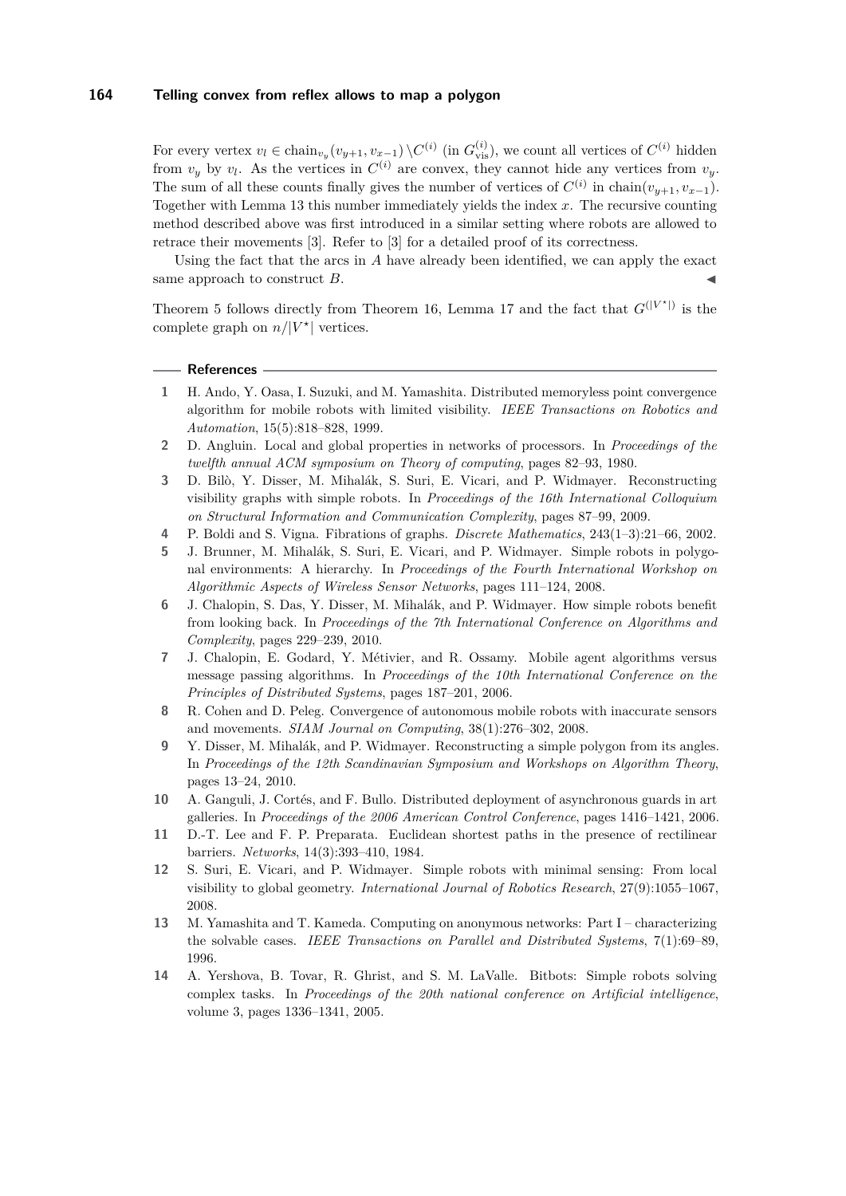For every vertex $v_l \in \text{chain}_{v_y}(v_{y+1}, v_{x-1}) \setminus C^{(i)}$ (in $G^{(i)}_{\text{vis}}$), we count all vertices of $C^{(i)}$ hidden from $v_y$ by $v_l$. As the vertices in $C^{(i)}$ are convex, they cannot hide any vertices from $v_y$. The sum of all these counts finally gives the number of vertices of $C^{(i)}$ in $\text{chain}(v_{y+1}, v_{x-1})$. Together with Lemma 13 this number immediately yields the index $x$. The recursive counting method described above was first introduced in a similar setting where robots are allowed to retrace their movements [3]. Refer to [3] for a detailed proof of its correctness.

Using the fact that the arcs in $A$ have already been identified, we can apply the exact same approach to construct $B$. ◀

Theorem 5 follows directly from Theorem 16, Lemma 17 and the fact that $G^{(|V^\star|)}$ is the complete graph on $n/|V^\star|$ vertices.

## References

1. H. Ando, Y. Oasa, I. Suzuki, and M. Yamashita. Distributed memoryless point convergence algorithm for mobile robots with limited visibility. *IEEE Transactions on Robotics and Automation*, 15(5):818–828, 1999.
2. D. Angluin. Local and global properties in networks of processors. In *Proceedings of the twelfth annual ACM symposium on Theory of computing*, pages 82–93, 1980.
3. D. Bilò, Y. Disser, M. Mihalák, S. Suri, E. Vicari, and P. Widmayer. Reconstructing visibility graphs with simple robots. In *Proceedings of the 16th International Colloquium on Structural Information and Communication Complexity*, pages 87–99, 2009.
4. P. Boldi and S. Vigna. Fibrations of graphs. *Discrete Mathematics*, 243(1–3):21–66, 2002.
5. J. Brunner, M. Mihalák, S. Suri, E. Vicari, and P. Widmayer. Simple robots in polygonal environments: A hierarchy. In *Proceedings of the Fourth International Workshop on Algorithmic Aspects of Wireless Sensor Networks*, pages 111–124, 2008.
6. J. Chalopin, S. Das, Y. Disser, M. Mihalák, and P. Widmayer. How simple robots benefit from looking back. In *Proceedings of the 7th International Conference on Algorithms and Complexity*, pages 229–239, 2010.
7. J. Chalopin, E. Godard, Y. Métivier, and R. Ossamy. Mobile agent algorithms versus message passing algorithms. In *Proceedings of the 10th International Conference on the Principles of Distributed Systems*, pages 187–201, 2006.
8. R. Cohen and D. Peleg. Convergence of autonomous mobile robots with inaccurate sensors and movements. *SIAM Journal on Computing*, 38(1):276–302, 2008.
9. Y. Disser, M. Mihalák, and P. Widmayer. Reconstructing a simple polygon from its angles. In *Proceedings of the 12th Scandinavian Symposium and Workshops on Algorithm Theory*, pages 13–24, 2010.
10. A. Ganguli, J. Cortés, and F. Bullo. Distributed deployment of asynchronous guards in art galleries. In *Proceedings of the 2006 American Control Conference*, pages 1416–1421, 2006.
11. D.-T. Lee and F. P. Preparata. Euclidean shortest paths in the presence of rectilinear barriers. *Networks*, 14(3):393–410, 1984.
12. S. Suri, E. Vicari, and P. Widmayer. Simple robots with minimal sensing: From local visibility to global geometry. *International Journal of Robotics Research*, 27(9):1055–1067, 2008.
13. M. Yamashita and T. Kameda. Computing on anonymous networks: Part I – characterizing the solvable cases. *IEEE Transactions on Parallel and Distributed Systems*, 7(1):69–89, 1996.
14. A. Yershova, B. Tovar, R. Ghrist, and S. M. LaValle. Bitbots: Simple robots solving complex tasks. In *Proceedings of the 20th national conference on Artificial intelligence*, volume 3, pages 1336–1341, 2005.